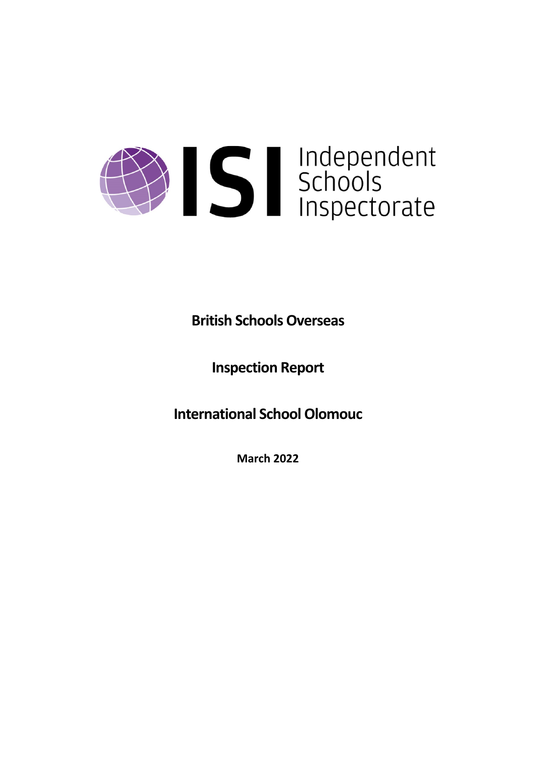Independent Schools Inspectorate

# British Schools Overseas

# Inspection Report

# International School Olomouc

**March 2022**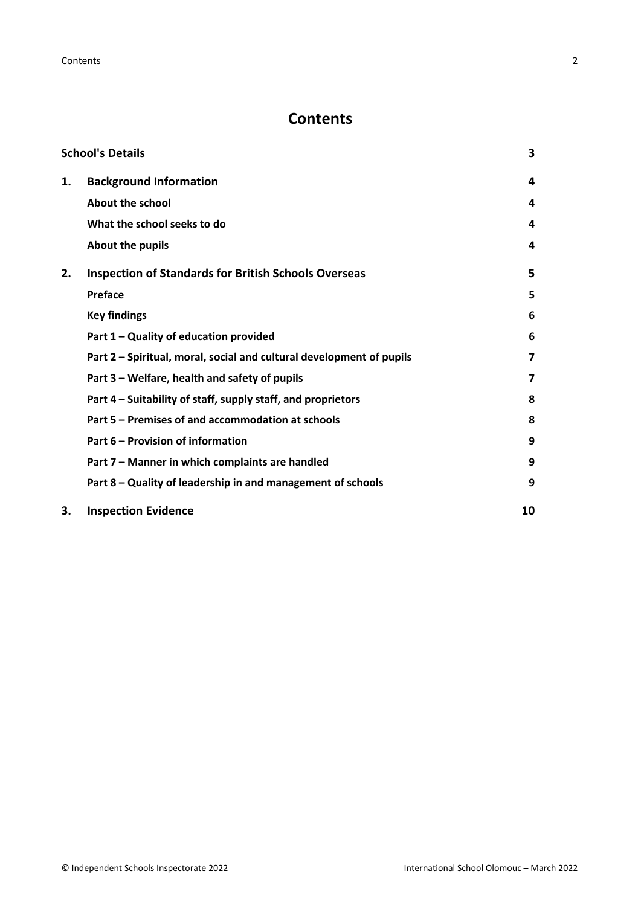# Contents

| | | |
|---|---|---|
| **School's Details** | | **3** |
| **1.** | **Background Information** | **4** |
| | **About the school** | **4** |
| | **What the school seeks to do** | **4** |
| | **About the pupils** | **4** |
| **2.** | **Inspection of Standards for British Schools Overseas** | **5** |
| | **Preface** | **5** |
| | **Key findings** | **6** |
| | **Part 1 – Quality of education provided** | **6** |
| | **Part 2 – Spiritual, moral, social and cultural development of pupils** | **7** |
| | **Part 3 – Welfare, health and safety of pupils** | **7** |
| | **Part 4 – Suitability of staff, supply staff, and proprietors** | **8** |
| | **Part 5 – Premises of and accommodation at schools** | **8** |
| | **Part 6 – Provision of information** | **9** |
| | **Part 7 – Manner in which complaints are handled** | **9** |
| | **Part 8 – Quality of leadership in and management of schools** | **9** |
| **3.** | **Inspection Evidence** | **10** |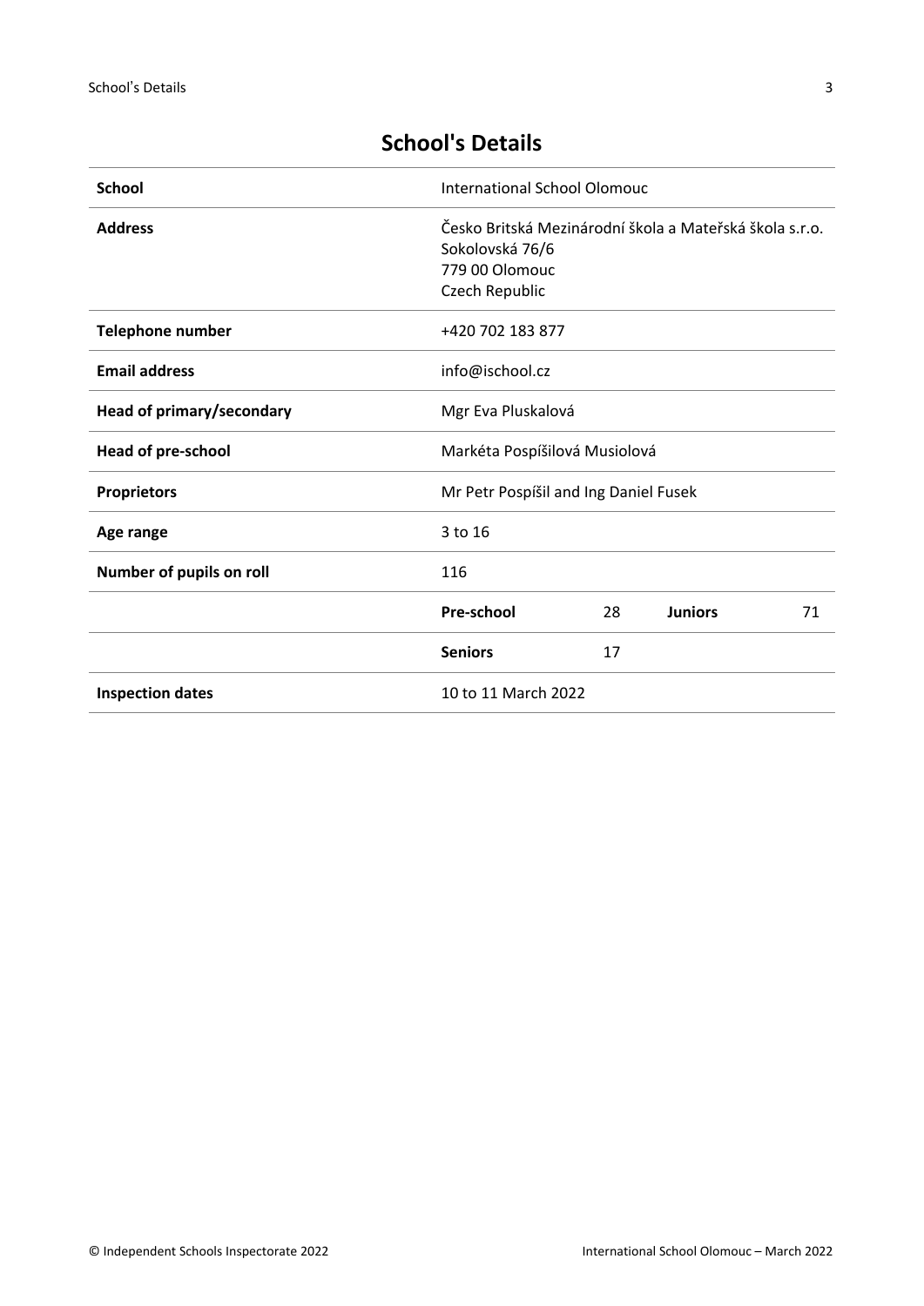# School's Details

| | | | | |
|---|---|---|---|---|
| **School** | International School Olomouc | | | |
| **Address** | Česko Britská Mezinárodní škola a Mateřská škola s.r.o.<br>Sokolovská 76/6<br>779 00 Olomouc<br>Czech Republic | | | |
| **Telephone number** | +420 702 183 877 | | | |
| **Email address** | info@ischool.cz | | | |
| **Head of primary/secondary** | Mgr Eva Pluskalová | | | |
| **Head of pre-school** | Markéta Pospíšilová Musiolová | | | |
| **Proprietors** | Mr Petr Pospíšil and Ing Daniel Fusek | | | |
| **Age range** | 3 to 16 | | | |
| **Number of pupils on roll** | 116 | | | |
| | **Pre-school** | 28 | **Juniors** | 71 |
| | **Seniors** | 17 | | |
| **Inspection dates** | 10 to 11 March 2022 | | | |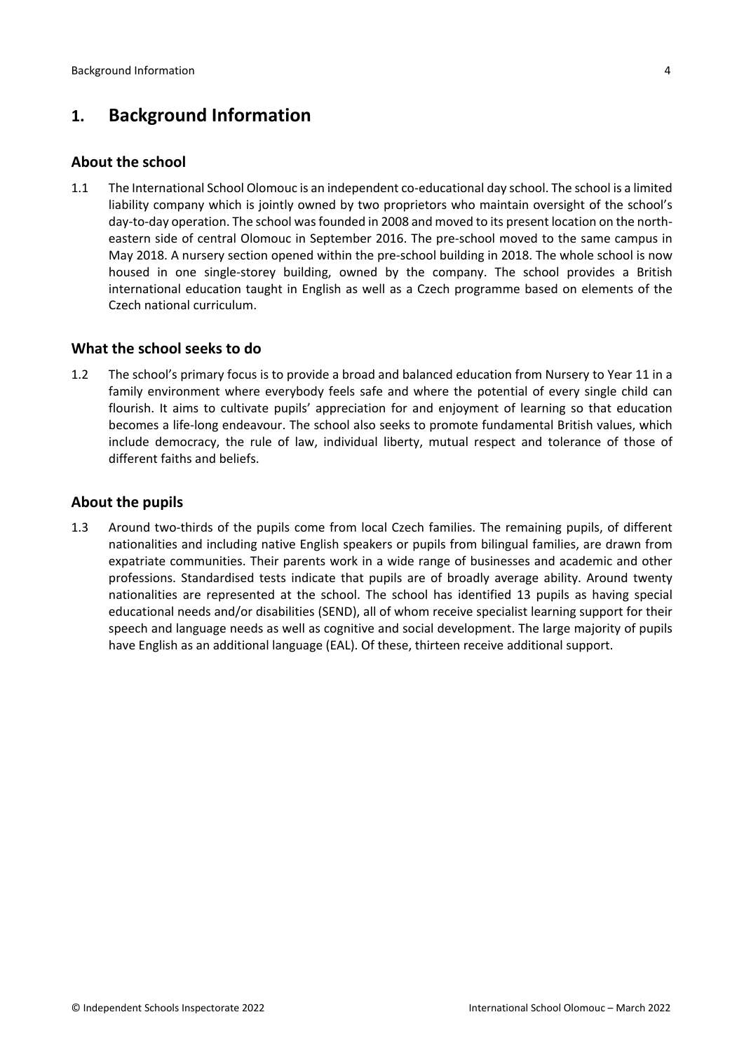# 1. Background Information

## About the school

1.1 The International School Olomouc is an independent co-educational day school. The school is a limited liability company which is jointly owned by two proprietors who maintain oversight of the school's day-to-day operation. The school was founded in 2008 and moved to its present location on the north-eastern side of central Olomouc in September 2016. The pre-school moved to the same campus in May 2018. A nursery section opened within the pre-school building in 2018. The whole school is now housed in one single-storey building, owned by the company. The school provides a British international education taught in English as well as a Czech programme based on elements of the Czech national curriculum.

## What the school seeks to do

1.2 The school's primary focus is to provide a broad and balanced education from Nursery to Year 11 in a family environment where everybody feels safe and where the potential of every single child can flourish. It aims to cultivate pupils' appreciation for and enjoyment of learning so that education becomes a life-long endeavour. The school also seeks to promote fundamental British values, which include democracy, the rule of law, individual liberty, mutual respect and tolerance of those of different faiths and beliefs.

## About the pupils

1.3 Around two-thirds of the pupils come from local Czech families. The remaining pupils, of different nationalities and including native English speakers or pupils from bilingual families, are drawn from expatriate communities. Their parents work in a wide range of businesses and academic and other professions. Standardised tests indicate that pupils are of broadly average ability. Around twenty nationalities are represented at the school. The school has identified 13 pupils as having special educational needs and/or disabilities (SEND), all of whom receive specialist learning support for their speech and language needs as well as cognitive and social development. The large majority of pupils have English as an additional language (EAL). Of these, thirteen receive additional support.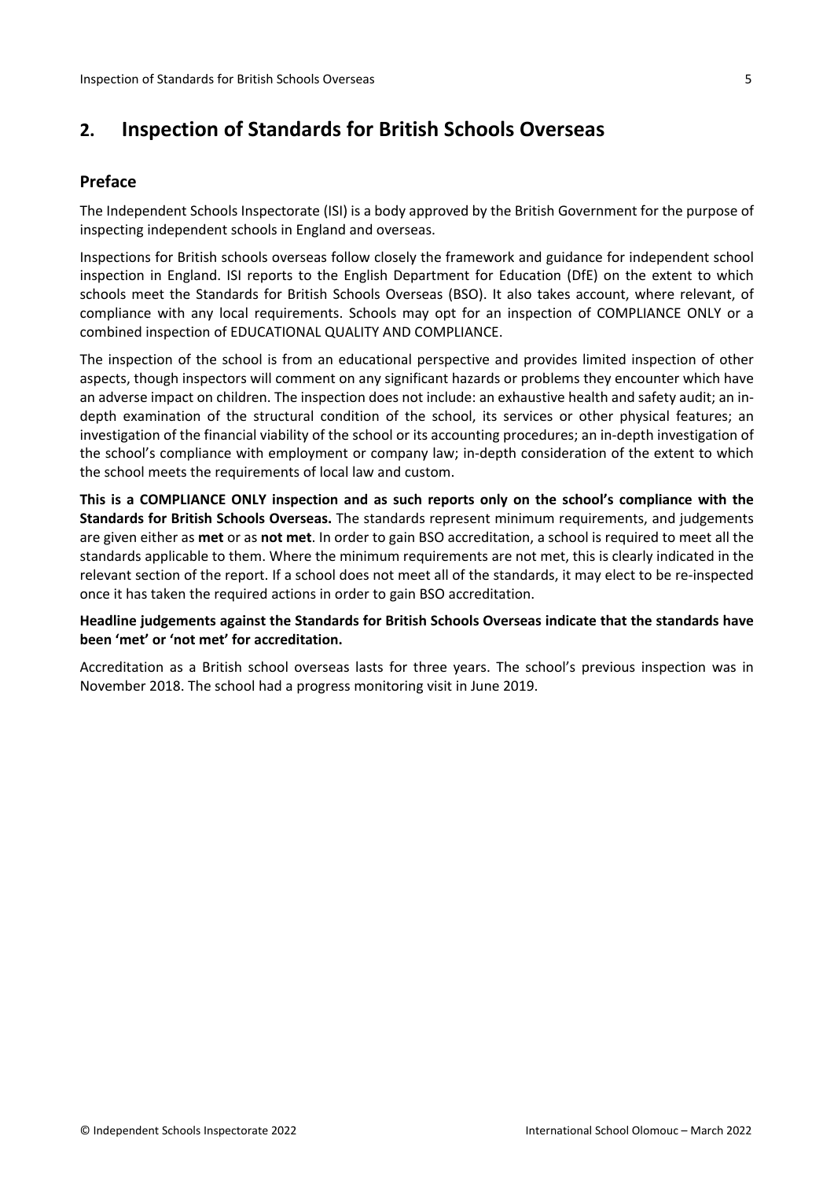## 2. Inspection of Standards for British Schools Overseas

### Preface

The Independent Schools Inspectorate (ISI) is a body approved by the British Government for the purpose of inspecting independent schools in England and overseas.

Inspections for British schools overseas follow closely the framework and guidance for independent school inspection in England. ISI reports to the English Department for Education (DfE) on the extent to which schools meet the Standards for British Schools Overseas (BSO). It also takes account, where relevant, of compliance with any local requirements. Schools may opt for an inspection of COMPLIANCE ONLY or a combined inspection of EDUCATIONAL QUALITY AND COMPLIANCE.

The inspection of the school is from an educational perspective and provides limited inspection of other aspects, though inspectors will comment on any significant hazards or problems they encounter which have an adverse impact on children. The inspection does not include: an exhaustive health and safety audit; an in-depth examination of the structural condition of the school, its services or other physical features; an investigation of the financial viability of the school or its accounting procedures; an in-depth investigation of the school's compliance with employment or company law; in-depth consideration of the extent to which the school meets the requirements of local law and custom.

**This is a COMPLIANCE ONLY inspection and as such reports only on the school's compliance with the Standards for British Schools Overseas.** The standards represent minimum requirements, and judgements are given either as **met** or as **not met**. In order to gain BSO accreditation, a school is required to meet all the standards applicable to them. Where the minimum requirements are not met, this is clearly indicated in the relevant section of the report. If a school does not meet all of the standards, it may elect to be re-inspected once it has taken the required actions in order to gain BSO accreditation.

**Headline judgements against the Standards for British Schools Overseas indicate that the standards have been 'met' or 'not met' for accreditation.**

Accreditation as a British school overseas lasts for three years. The school's previous inspection was in November 2018. The school had a progress monitoring visit in June 2019.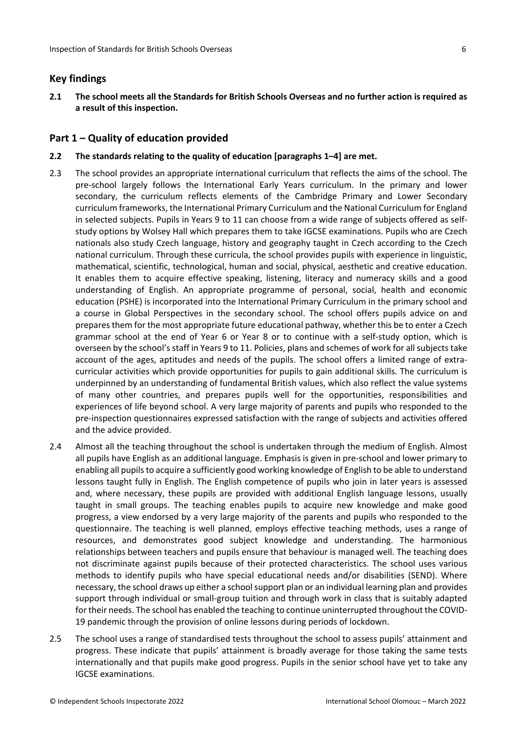## Key findings

**2.1 The school meets all the Standards for British Schools Overseas and no further action is required as a result of this inspection.**

## Part 1 – Quality of education provided

**2.2 The standards relating to the quality of education [paragraphs 1–4] are met.**

2.3 The school provides an appropriate international curriculum that reflects the aims of the school. The pre-school largely follows the International Early Years curriculum. In the primary and lower secondary, the curriculum reflects elements of the Cambridge Primary and Lower Secondary curriculum frameworks, the International Primary Curriculum and the National Curriculum for England in selected subjects. Pupils in Years 9 to 11 can choose from a wide range of subjects offered as self-study options by Wolsey Hall which prepares them to take IGCSE examinations. Pupils who are Czech nationals also study Czech language, history and geography taught in Czech according to the Czech national curriculum. Through these curricula, the school provides pupils with experience in linguistic, mathematical, scientific, technological, human and social, physical, aesthetic and creative education. It enables them to acquire effective speaking, listening, literacy and numeracy skills and a good understanding of English. An appropriate programme of personal, social, health and economic education (PSHE) is incorporated into the International Primary Curriculum in the primary school and a course in Global Perspectives in the secondary school. The school offers pupils advice on and prepares them for the most appropriate future educational pathway, whether this be to enter a Czech grammar school at the end of Year 6 or Year 8 or to continue with a self-study option, which is overseen by the school's staff in Years 9 to 11. Policies, plans and schemes of work for all subjects take account of the ages, aptitudes and needs of the pupils. The school offers a limited range of extra-curricular activities which provide opportunities for pupils to gain additional skills. The curriculum is underpinned by an understanding of fundamental British values, which also reflect the value systems of many other countries, and prepares pupils well for the opportunities, responsibilities and experiences of life beyond school. A very large majority of parents and pupils who responded to the pre-inspection questionnaires expressed satisfaction with the range of subjects and activities offered and the advice provided.

2.4 Almost all the teaching throughout the school is undertaken through the medium of English. Almost all pupils have English as an additional language. Emphasis is given in pre-school and lower primary to enabling all pupils to acquire a sufficiently good working knowledge of English to be able to understand lessons taught fully in English. The English competence of pupils who join in later years is assessed and, where necessary, these pupils are provided with additional English language lessons, usually taught in small groups. The teaching enables pupils to acquire new knowledge and make good progress, a view endorsed by a very large majority of the parents and pupils who responded to the questionnaire. The teaching is well planned, employs effective teaching methods, uses a range of resources, and demonstrates good subject knowledge and understanding. The harmonious relationships between teachers and pupils ensure that behaviour is managed well. The teaching does not discriminate against pupils because of their protected characteristics. The school uses various methods to identify pupils who have special educational needs and/or disabilities (SEND). Where necessary, the school draws up either a school support plan or an individual learning plan and provides support through individual or small-group tuition and through work in class that is suitably adapted for their needs. The school has enabled the teaching to continue uninterrupted throughout the COVID-19 pandemic through the provision of online lessons during periods of lockdown.

2.5 The school uses a range of standardised tests throughout the school to assess pupils' attainment and progress. These indicate that pupils' attainment is broadly average for those taking the same tests internationally and that pupils make good progress. Pupils in the senior school have yet to take any IGCSE examinations.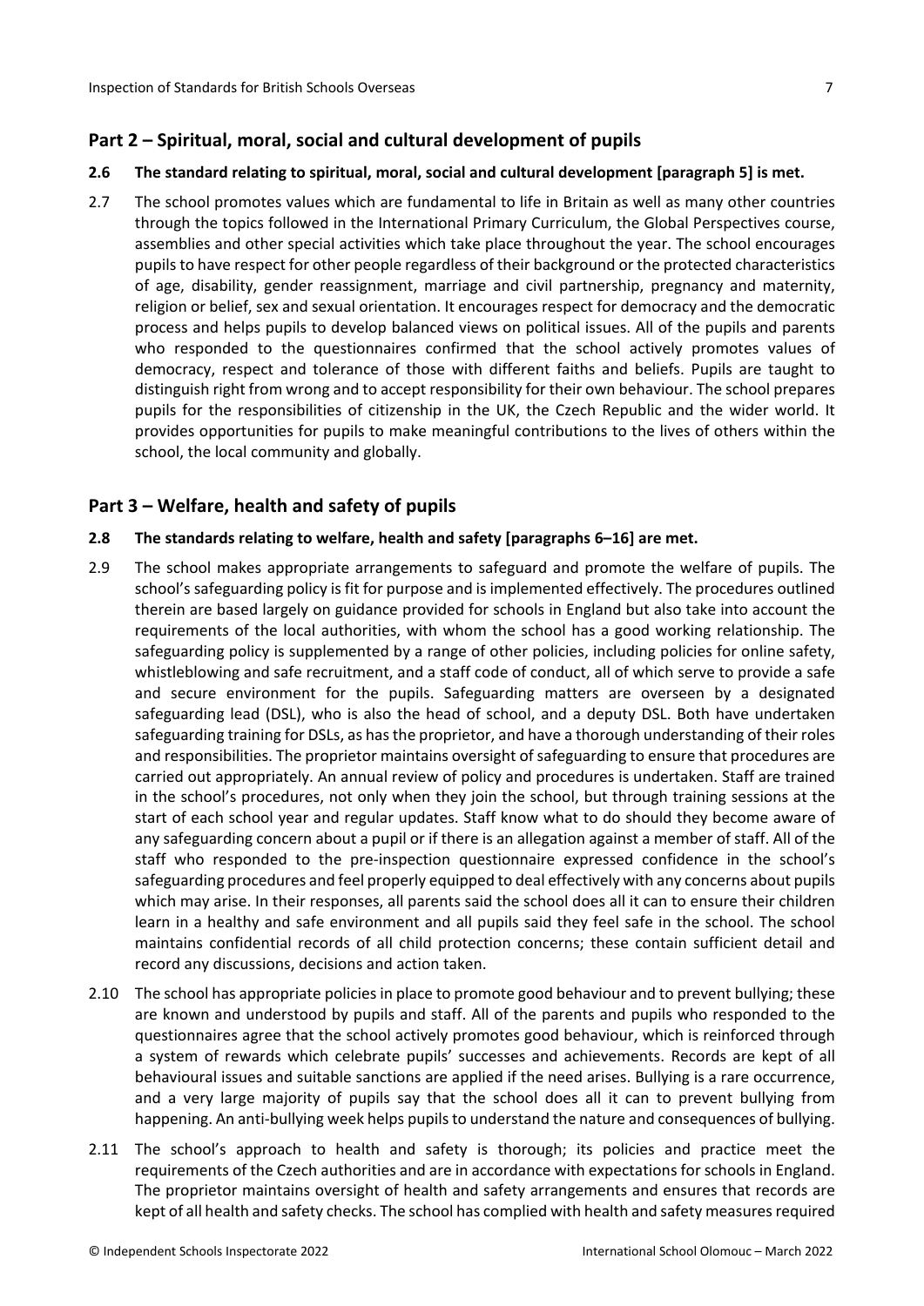## Part 2 – Spiritual, moral, social and cultural development of pupils

**2.6 The standard relating to spiritual, moral, social and cultural development [paragraph 5] is met.**

2.7 The school promotes values which are fundamental to life in Britain as well as many other countries through the topics followed in the International Primary Curriculum, the Global Perspectives course, assemblies and other special activities which take place throughout the year. The school encourages pupils to have respect for other people regardless of their background or the protected characteristics of age, disability, gender reassignment, marriage and civil partnership, pregnancy and maternity, religion or belief, sex and sexual orientation. It encourages respect for democracy and the democratic process and helps pupils to develop balanced views on political issues. All of the pupils and parents who responded to the questionnaires confirmed that the school actively promotes values of democracy, respect and tolerance of those with different faiths and beliefs. Pupils are taught to distinguish right from wrong and to accept responsibility for their own behaviour. The school prepares pupils for the responsibilities of citizenship in the UK, the Czech Republic and the wider world. It provides opportunities for pupils to make meaningful contributions to the lives of others within the school, the local community and globally.

## Part 3 – Welfare, health and safety of pupils

**2.8 The standards relating to welfare, health and safety [paragraphs 6–16] are met.**

2.9 The school makes appropriate arrangements to safeguard and promote the welfare of pupils. The school's safeguarding policy is fit for purpose and is implemented effectively. The procedures outlined therein are based largely on guidance provided for schools in England but also take into account the requirements of the local authorities, with whom the school has a good working relationship. The safeguarding policy is supplemented by a range of other policies, including policies for online safety, whistleblowing and safe recruitment, and a staff code of conduct, all of which serve to provide a safe and secure environment for the pupils. Safeguarding matters are overseen by a designated safeguarding lead (DSL), who is also the head of school, and a deputy DSL. Both have undertaken safeguarding training for DSLs, as has the proprietor, and have a thorough understanding of their roles and responsibilities. The proprietor maintains oversight of safeguarding to ensure that procedures are carried out appropriately. An annual review of policy and procedures is undertaken. Staff are trained in the school's procedures, not only when they join the school, but through training sessions at the start of each school year and regular updates. Staff know what to do should they become aware of any safeguarding concern about a pupil or if there is an allegation against a member of staff. All of the staff who responded to the pre-inspection questionnaire expressed confidence in the school's safeguarding procedures and feel properly equipped to deal effectively with any concerns about pupils which may arise. In their responses, all parents said the school does all it can to ensure their children learn in a healthy and safe environment and all pupils said they feel safe in the school. The school maintains confidential records of all child protection concerns; these contain sufficient detail and record any discussions, decisions and action taken.

2.10 The school has appropriate policies in place to promote good behaviour and to prevent bullying; these are known and understood by pupils and staff. All of the parents and pupils who responded to the questionnaires agree that the school actively promotes good behaviour, which is reinforced through a system of rewards which celebrate pupils' successes and achievements. Records are kept of all behavioural issues and suitable sanctions are applied if the need arises. Bullying is a rare occurrence, and a very large majority of pupils say that the school does all it can to prevent bullying from happening. An anti-bullying week helps pupils to understand the nature and consequences of bullying.

2.11 The school's approach to health and safety is thorough; its policies and practice meet the requirements of the Czech authorities and are in accordance with expectations for schools in England. The proprietor maintains oversight of health and safety arrangements and ensures that records are kept of all health and safety checks. The school has complied with health and safety measures required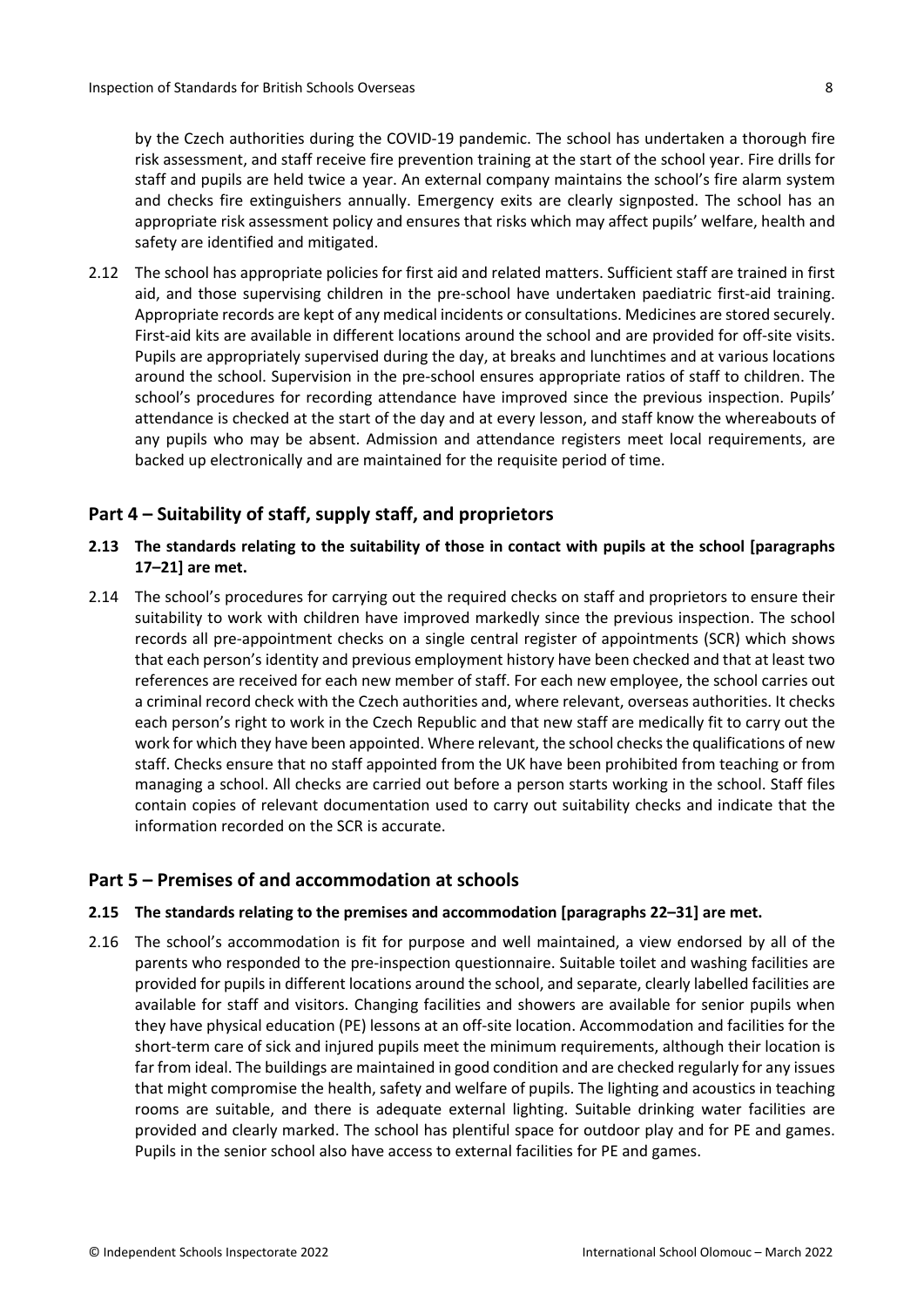by the Czech authorities during the COVID-19 pandemic. The school has undertaken a thorough fire risk assessment, and staff receive fire prevention training at the start of the school year. Fire drills for staff and pupils are held twice a year. An external company maintains the school's fire alarm system and checks fire extinguishers annually. Emergency exits are clearly signposted. The school has an appropriate risk assessment policy and ensures that risks which may affect pupils' welfare, health and safety are identified and mitigated.

2.12 The school has appropriate policies for first aid and related matters. Sufficient staff are trained in first aid, and those supervising children in the pre-school have undertaken paediatric first-aid training. Appropriate records are kept of any medical incidents or consultations. Medicines are stored securely. First-aid kits are available in different locations around the school and are provided for off-site visits. Pupils are appropriately supervised during the day, at breaks and lunchtimes and at various locations around the school. Supervision in the pre-school ensures appropriate ratios of staff to children. The school's procedures for recording attendance have improved since the previous inspection. Pupils' attendance is checked at the start of the day and at every lesson, and staff know the whereabouts of any pupils who may be absent. Admission and attendance registers meet local requirements, are backed up electronically and are maintained for the requisite period of time.

## Part 4 – Suitability of staff, supply staff, and proprietors

**2.13 The standards relating to the suitability of those in contact with pupils at the school [paragraphs 17–21] are met.**

2.14 The school's procedures for carrying out the required checks on staff and proprietors to ensure their suitability to work with children have improved markedly since the previous inspection. The school records all pre-appointment checks on a single central register of appointments (SCR) which shows that each person's identity and previous employment history have been checked and that at least two references are received for each new member of staff. For each new employee, the school carries out a criminal record check with the Czech authorities and, where relevant, overseas authorities. It checks each person's right to work in the Czech Republic and that new staff are medically fit to carry out the work for which they have been appointed. Where relevant, the school checks the qualifications of new staff. Checks ensure that no staff appointed from the UK have been prohibited from teaching or from managing a school. All checks are carried out before a person starts working in the school. Staff files contain copies of relevant documentation used to carry out suitability checks and indicate that the information recorded on the SCR is accurate.

## Part 5 – Premises of and accommodation at schools

**2.15 The standards relating to the premises and accommodation [paragraphs 22–31] are met.**

2.16 The school's accommodation is fit for purpose and well maintained, a view endorsed by all of the parents who responded to the pre-inspection questionnaire. Suitable toilet and washing facilities are provided for pupils in different locations around the school, and separate, clearly labelled facilities are available for staff and visitors. Changing facilities and showers are available for senior pupils when they have physical education (PE) lessons at an off-site location. Accommodation and facilities for the short-term care of sick and injured pupils meet the minimum requirements, although their location is far from ideal. The buildings are maintained in good condition and are checked regularly for any issues that might compromise the health, safety and welfare of pupils. The lighting and acoustics in teaching rooms are suitable, and there is adequate external lighting. Suitable drinking water facilities are provided and clearly marked. The school has plentiful space for outdoor play and for PE and games. Pupils in the senior school also have access to external facilities for PE and games.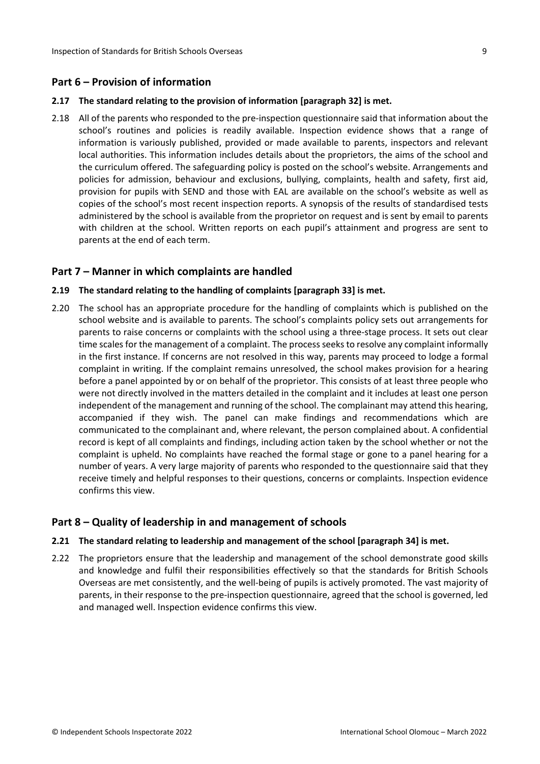## Part 6 – Provision of information

**2.17 The standard relating to the provision of information [paragraph 32] is met.**

2.18 All of the parents who responded to the pre-inspection questionnaire said that information about the school's routines and policies is readily available. Inspection evidence shows that a range of information is variously published, provided or made available to parents, inspectors and relevant local authorities. This information includes details about the proprietors, the aims of the school and the curriculum offered. The safeguarding policy is posted on the school's website. Arrangements and policies for admission, behaviour and exclusions, bullying, complaints, health and safety, first aid, provision for pupils with SEND and those with EAL are available on the school's website as well as copies of the school's most recent inspection reports. A synopsis of the results of standardised tests administered by the school is available from the proprietor on request and is sent by email to parents with children at the school. Written reports on each pupil's attainment and progress are sent to parents at the end of each term.

## Part 7 – Manner in which complaints are handled

**2.19 The standard relating to the handling of complaints [paragraph 33] is met.**

2.20 The school has an appropriate procedure for the handling of complaints which is published on the school website and is available to parents. The school's complaints policy sets out arrangements for parents to raise concerns or complaints with the school using a three-stage process. It sets out clear time scales for the management of a complaint. The process seeks to resolve any complaint informally in the first instance. If concerns are not resolved in this way, parents may proceed to lodge a formal complaint in writing. If the complaint remains unresolved, the school makes provision for a hearing before a panel appointed by or on behalf of the proprietor. This consists of at least three people who were not directly involved in the matters detailed in the complaint and it includes at least one person independent of the management and running of the school. The complainant may attend this hearing, accompanied if they wish. The panel can make findings and recommendations which are communicated to the complainant and, where relevant, the person complained about. A confidential record is kept of all complaints and findings, including action taken by the school whether or not the complaint is upheld. No complaints have reached the formal stage or gone to a panel hearing for a number of years. A very large majority of parents who responded to the questionnaire said that they receive timely and helpful responses to their questions, concerns or complaints. Inspection evidence confirms this view.

## Part 8 – Quality of leadership in and management of schools

**2.21 The standard relating to leadership and management of the school [paragraph 34] is met.**

2.22 The proprietors ensure that the leadership and management of the school demonstrate good skills and knowledge and fulfil their responsibilities effectively so that the standards for British Schools Overseas are met consistently, and the well-being of pupils is actively promoted. The vast majority of parents, in their response to the pre-inspection questionnaire, agreed that the school is governed, led and managed well. Inspection evidence confirms this view.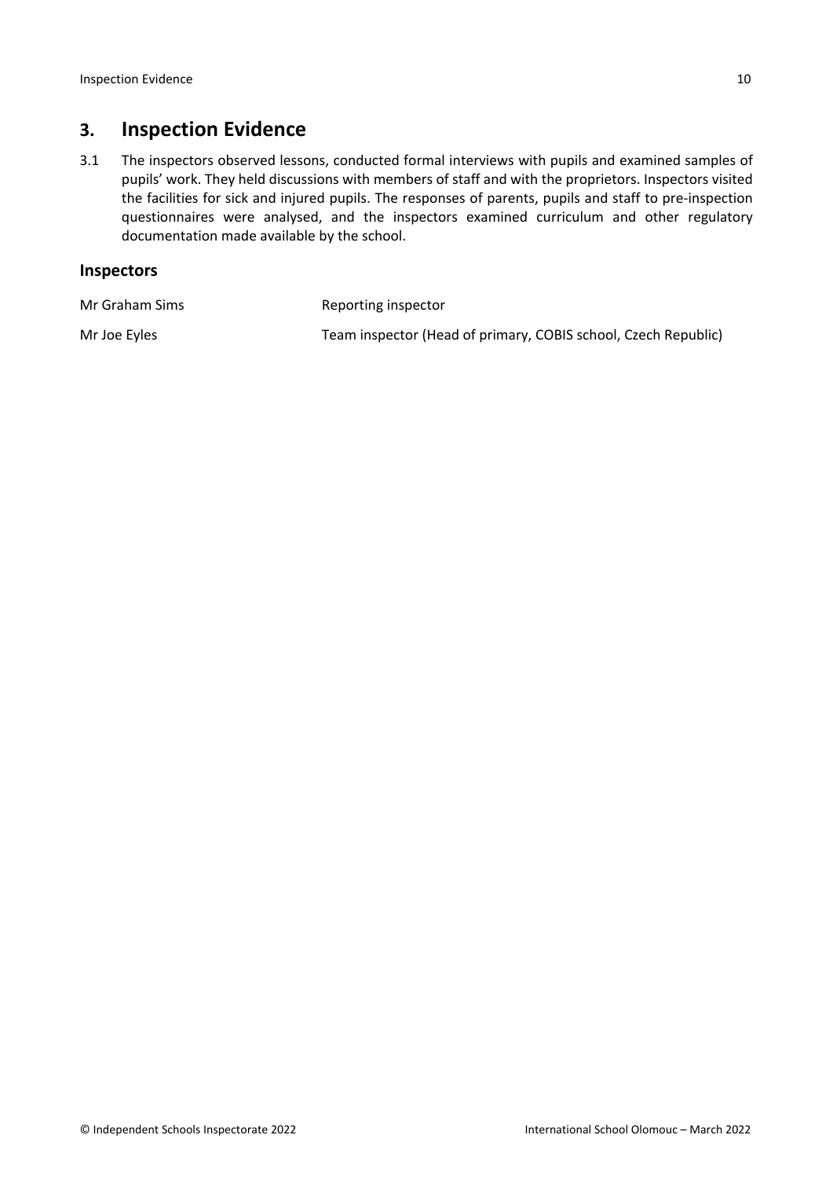## 3. Inspection Evidence

3.1 The inspectors observed lessons, conducted formal interviews with pupils and examined samples of pupils' work. They held discussions with members of staff and with the proprietors. Inspectors visited the facilities for sick and injured pupils. The responses of parents, pupils and staff to pre-inspection questionnaires were analysed, and the inspectors examined curriculum and other regulatory documentation made available by the school.

### Inspectors

| | |
|---|---|
| Mr Graham Sims | Reporting inspector |
| Mr Joe Eyles | Team inspector (Head of primary, COBIS school, Czech Republic) |